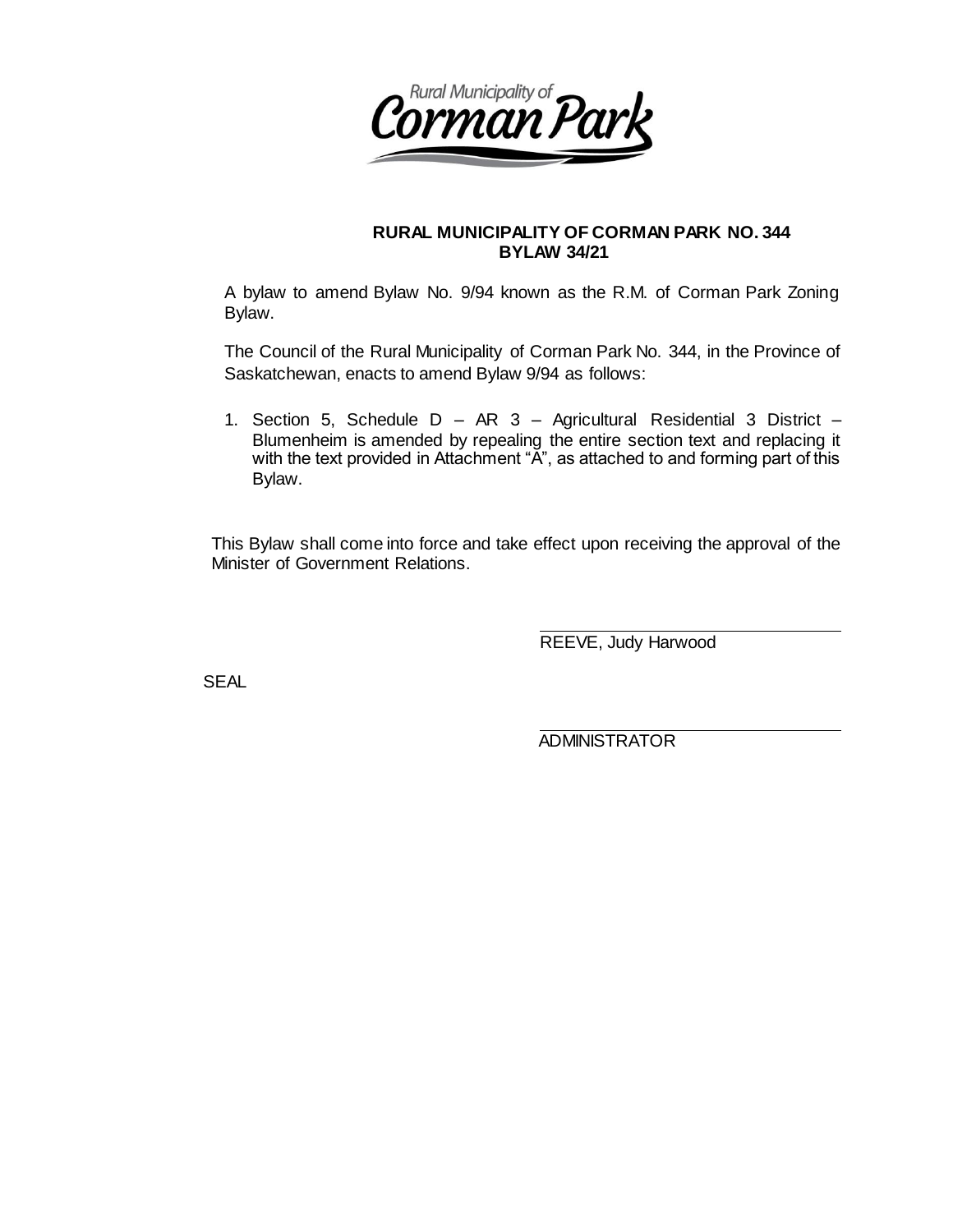Rural Municipality of Corman Park

**RURAL MUNICIPALITY OF CORMAN PARK NO. 344**
**BYLAW 34/21**

A bylaw to amend Bylaw No. 9/94 known as the R.M. of Corman Park Zoning Bylaw.

The Council of the Rural Municipality of Corman Park No. 344, in the Province of Saskatchewan, enacts to amend Bylaw 9/94 as follows:

1. Section 5, Schedule D – AR 3 – Agricultural Residential 3 District – Blumenheim is amended by repealing the entire section text and replacing it with the text provided in Attachment "A", as attached to and forming part of this Bylaw.

This Bylaw shall come into force and take effect upon receiving the approval of the Minister of Government Relations.

REEVE, Judy Harwood

SEAL

ADMINISTRATOR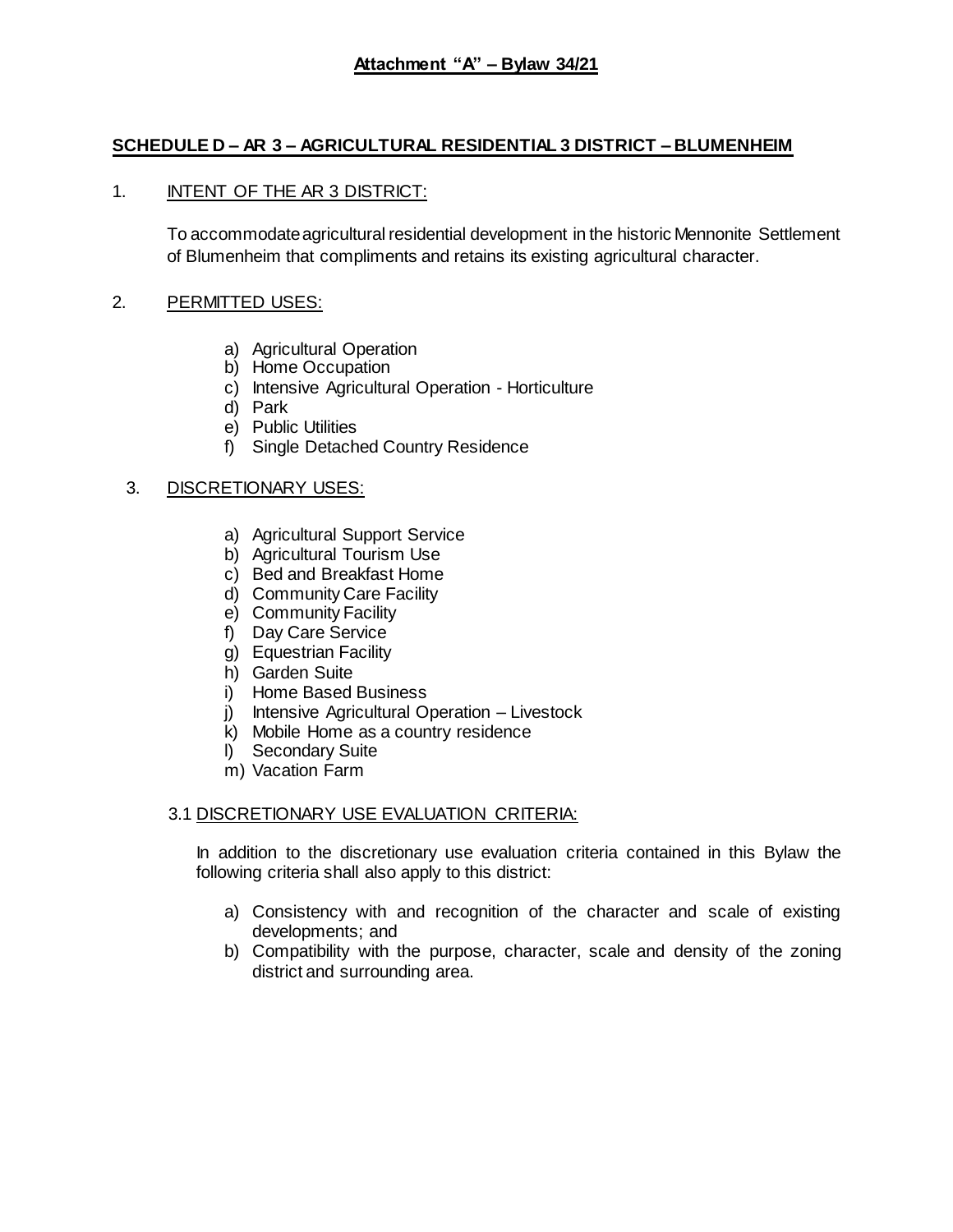**Attachment "A" – Bylaw 34/21**

## SCHEDULE D – AR 3 – AGRICULTURAL RESIDENTIAL 3 DISTRICT – BLUMENHEIM

### 1. INTENT OF THE AR 3 DISTRICT:

To accommodate agricultural residential development in the historic Mennonite Settlement of Blumenheim that compliments and retains its existing agricultural character.

### 2. PERMITTED USES:

a) Agricultural Operation
b) Home Occupation
c) Intensive Agricultural Operation - Horticulture
d) Park
e) Public Utilities
f) Single Detached Country Residence

### 3. DISCRETIONARY USES:

a) Agricultural Support Service
b) Agricultural Tourism Use
c) Bed and Breakfast Home
d) Community Care Facility
e) Community Facility
f) Day Care Service
g) Equestrian Facility
h) Garden Suite
i) Home Based Business
j) Intensive Agricultural Operation – Livestock
k) Mobile Home as a country residence
l) Secondary Suite
m) Vacation Farm

#### 3.1 DISCRETIONARY USE EVALUATION CRITERIA:

In addition to the discretionary use evaluation criteria contained in this Bylaw the following criteria shall also apply to this district:

a) Consistency with and recognition of the character and scale of existing developments; and
b) Compatibility with the purpose, character, scale and density of the zoning district and surrounding area.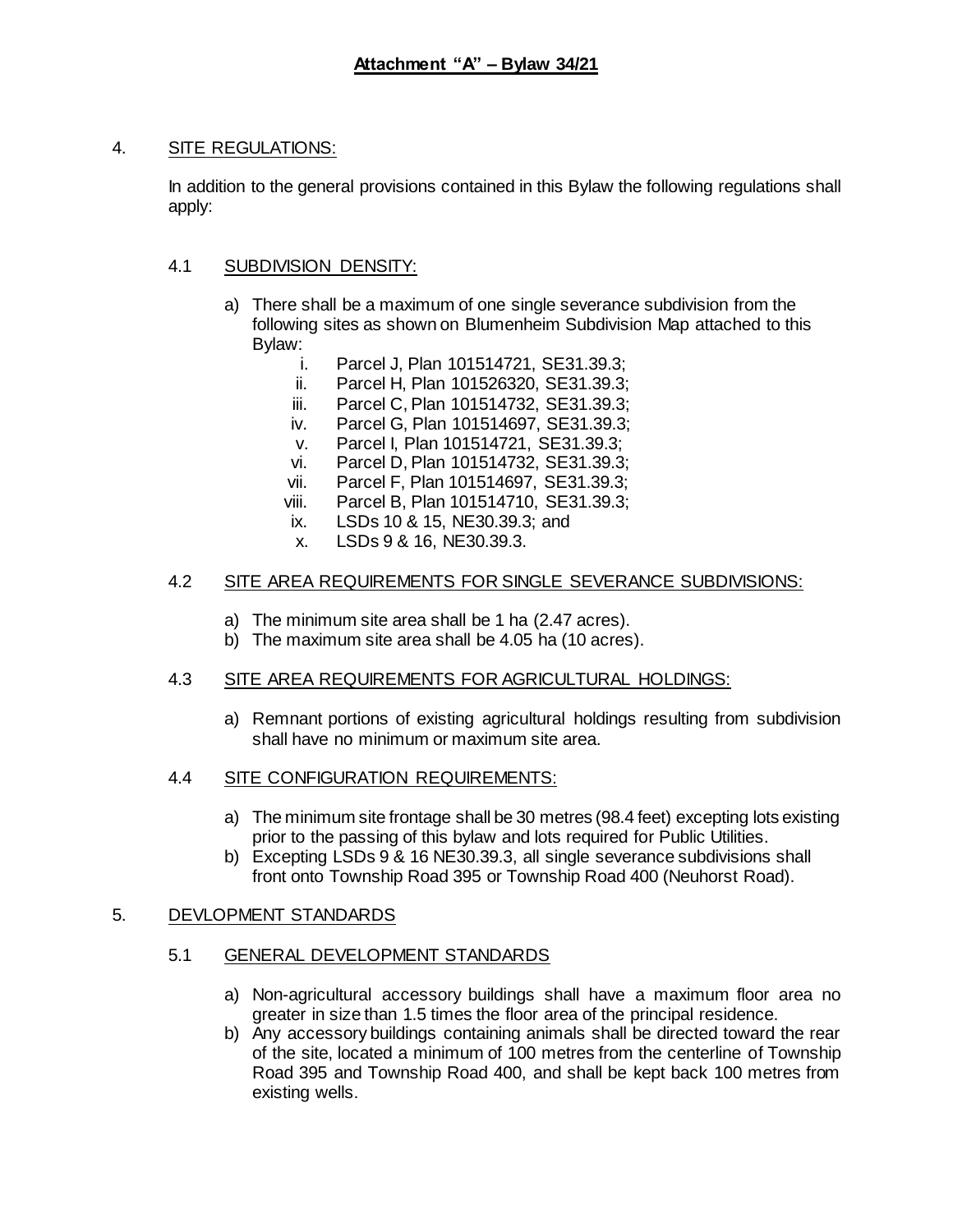**Attachment "A" – Bylaw 34/21**

4. SITE REGULATIONS:

In addition to the general provisions contained in this Bylaw the following regulations shall apply:

4.1 SUBDIVISION DENSITY:

a) There shall be a maximum of one single severance subdivision from the following sites as shown on Blumenheim Subdivision Map attached to this Bylaw:

   i. Parcel J, Plan 101514721, SE31.39.3;
   ii. Parcel H, Plan 101526320, SE31.39.3;
   iii. Parcel C, Plan 101514732, SE31.39.3;
   iv. Parcel G, Plan 101514697, SE31.39.3;
   v. Parcel I, Plan 101514721, SE31.39.3;
   vi. Parcel D, Plan 101514732, SE31.39.3;
   vii. Parcel F, Plan 101514697, SE31.39.3;
   viii. Parcel B, Plan 101514710, SE31.39.3;
   ix. LSDs 10 & 15, NE30.39.3; and
   x. LSDs 9 & 16, NE30.39.3.

4.2 SITE AREA REQUIREMENTS FOR SINGLE SEVERANCE SUBDIVISIONS:

a) The minimum site area shall be 1 ha (2.47 acres).
b) The maximum site area shall be 4.05 ha (10 acres).

4.3 SITE AREA REQUIREMENTS FOR AGRICULTURAL HOLDINGS:

a) Remnant portions of existing agricultural holdings resulting from subdivision shall have no minimum or maximum site area.

4.4 SITE CONFIGURATION REQUIREMENTS:

a) The minimum site frontage shall be 30 metres (98.4 feet) excepting lots existing prior to the passing of this bylaw and lots required for Public Utilities.
b) Excepting LSDs 9 & 16 NE30.39.3, all single severance subdivisions shall front onto Township Road 395 or Township Road 400 (Neuhorst Road).

5. DEVLOPMENT STANDARDS

5.1 GENERAL DEVELOPMENT STANDARDS

a) Non-agricultural accessory buildings shall have a maximum floor area no greater in size than 1.5 times the floor area of the principal residence.
b) Any accessory buildings containing animals shall be directed toward the rear of the site, located a minimum of 100 metres from the centerline of Township Road 395 and Township Road 400, and shall be kept back 100 metres from existing wells.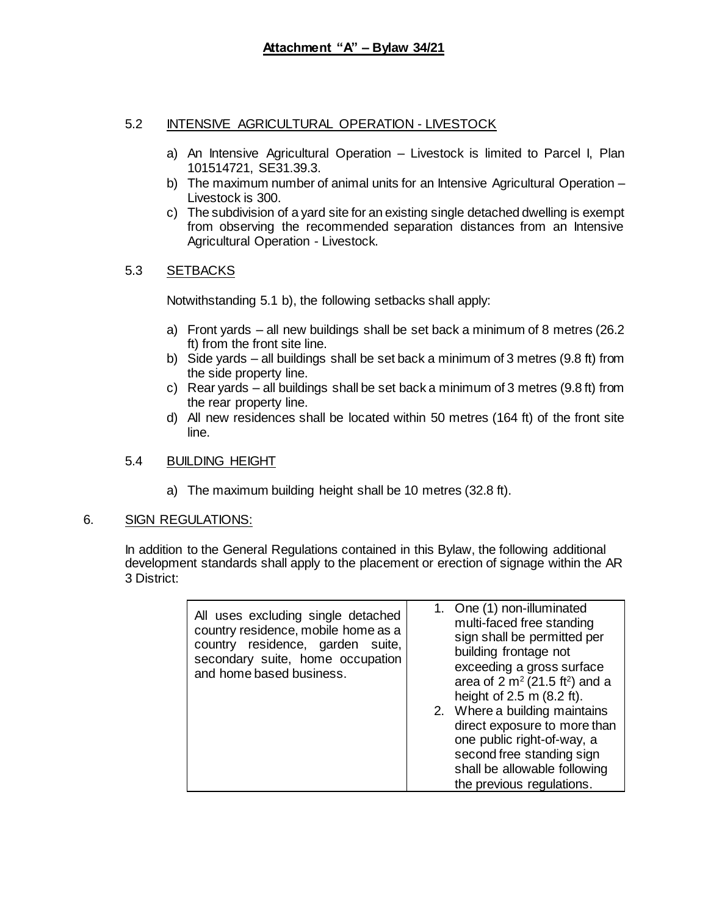**Attachment "A" – Bylaw 34/21**

5.2 INTENSIVE AGRICULTURAL OPERATION - LIVESTOCK

a) An Intensive Agricultural Operation – Livestock is limited to Parcel I, Plan 101514721, SE31.39.3.
b) The maximum number of animal units for an Intensive Agricultural Operation – Livestock is 300.
c) The subdivision of a yard site for an existing single detached dwelling is exempt from observing the recommended separation distances from an Intensive Agricultural Operation - Livestock.

5.3 SETBACKS

Notwithstanding 5.1 b), the following setbacks shall apply:

a) Front yards – all new buildings shall be set back a minimum of 8 metres (26.2 ft) from the front site line.
b) Side yards – all buildings shall be set back a minimum of 3 metres (9.8 ft) from the side property line.
c) Rear yards – all buildings shall be set back a minimum of 3 metres (9.8 ft) from the rear property line.
d) All new residences shall be located within 50 metres (164 ft) of the front site line.

5.4 BUILDING HEIGHT

a) The maximum building height shall be 10 metres (32.8 ft).

6. SIGN REGULATIONS:

In addition to the General Regulations contained in this Bylaw, the following additional development standards shall apply to the placement or erection of signage within the AR 3 District:

| | |
|---|---|
| All uses excluding single detached country residence, mobile home as a country residence, garden suite, secondary suite, home occupation and home based business. | 1. One (1) non-illuminated multi-faced free standing sign shall be permitted per building frontage not exceeding a gross surface area of 2 $m^2$ (21.5 $ft^2$) and a height of 2.5 m (8.2 ft).<br>2. Where a building maintains direct exposure to more than one public right-of-way, a second free standing sign shall be allowable following the previous regulations. |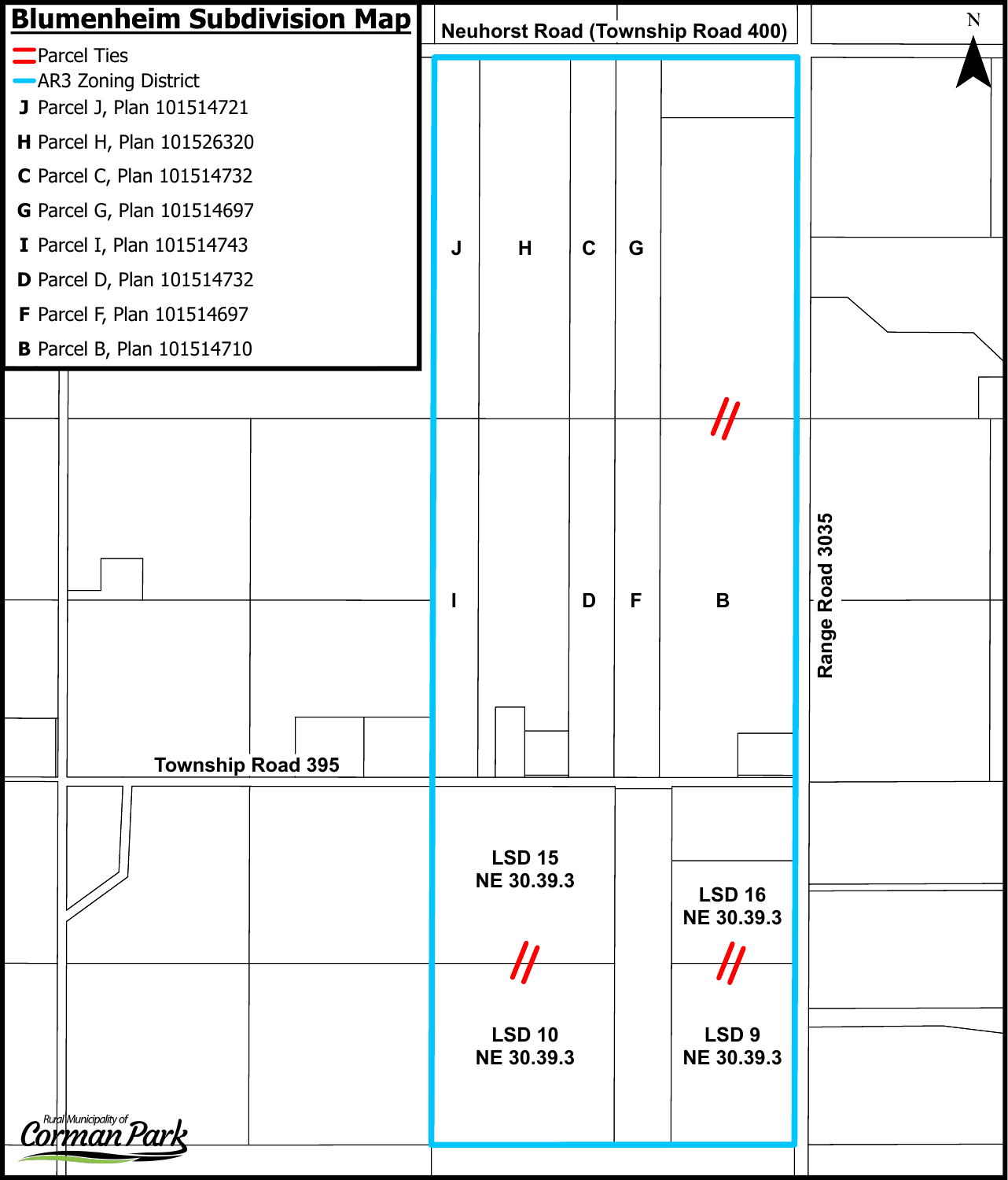# Blumenheim Subdivision Map

Parcel Ties

AR3 Zoning District

- **J** Parcel J, Plan 101514721
- **H** Parcel H, Plan 101526320
- **C** Parcel C, Plan 101514732
- **G** Parcel G, Plan 101514697
- **I** Parcel I, Plan 101514743
- **D** Parcel D, Plan 101514732
- **F** Parcel F, Plan 101514697
- **B** Parcel B, Plan 101514710

Neuhorst Road (Township Road 400)

N

J H C G

I D F B

Range Road 3035

Township Road 395

LSD 15
NE 30.39.3

LSD 16
NE 30.39.3

LSD 10
NE 30.39.3

LSD 9
NE 30.39.3

Rural Municipality of
Corman Park